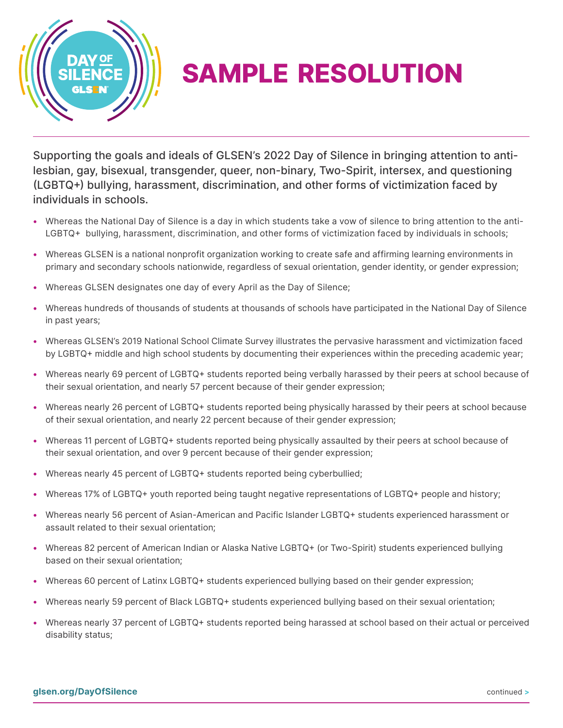# SAMPLE RESOLUTION

Supporting the goals and ideals of GLSEN's 2022 Day of Silence in bringing attention to anti-lesbian, gay, bisexual, transgender, queer, non-binary, Two-Spirit, intersex, and questioning (LGBTQ+) bullying, harassment, discrimination, and other forms of victimization faced by individuals in schools.

- Whereas the National Day of Silence is a day in which students take a vow of silence to bring attention to the anti-LGBTQ+ bullying, harassment, discrimination, and other forms of victimization faced by individuals in schools;
- Whereas GLSEN is a national nonprofit organization working to create safe and affirming learning environments in primary and secondary schools nationwide, regardless of sexual orientation, gender identity, or gender expression;
- Whereas GLSEN designates one day of every April as the Day of Silence;
- Whereas hundreds of thousands of students at thousands of schools have participated in the National Day of Silence in past years;
- Whereas GLSEN's 2019 National School Climate Survey illustrates the pervasive harassment and victimization faced by LGBTQ+ middle and high school students by documenting their experiences within the preceding academic year;
- Whereas nearly 69 percent of LGBTQ+ students reported being verbally harassed by their peers at school because of their sexual orientation, and nearly 57 percent because of their gender expression;
- Whereas nearly 26 percent of LGBTQ+ students reported being physically harassed by their peers at school because of their sexual orientation, and nearly 22 percent because of their gender expression;
- Whereas 11 percent of LGBTQ+ students reported being physically assaulted by their peers at school because of their sexual orientation, and over 9 percent because of their gender expression;
- Whereas nearly 45 percent of LGBTQ+ students reported being cyberbullied;
- Whereas 17% of LGBTQ+ youth reported being taught negative representations of LGBTQ+ people and history;
- Whereas nearly 56 percent of Asian-American and Pacific Islander LGBTQ+ students experienced harassment or assault related to their sexual orientation;
- Whereas 82 percent of American Indian or Alaska Native LGBTQ+ (or Two-Spirit) students experienced bullying based on their sexual orientation;
- Whereas 60 percent of Latinx LGBTQ+ students experienced bullying based on their gender expression;
- Whereas nearly 59 percent of Black LGBTQ+ students experienced bullying based on their sexual orientation;
- Whereas nearly 37 percent of LGBTQ+ students reported being harassed at school based on their actual or perceived disability status;

glsen.org/DayOfSilence

continued >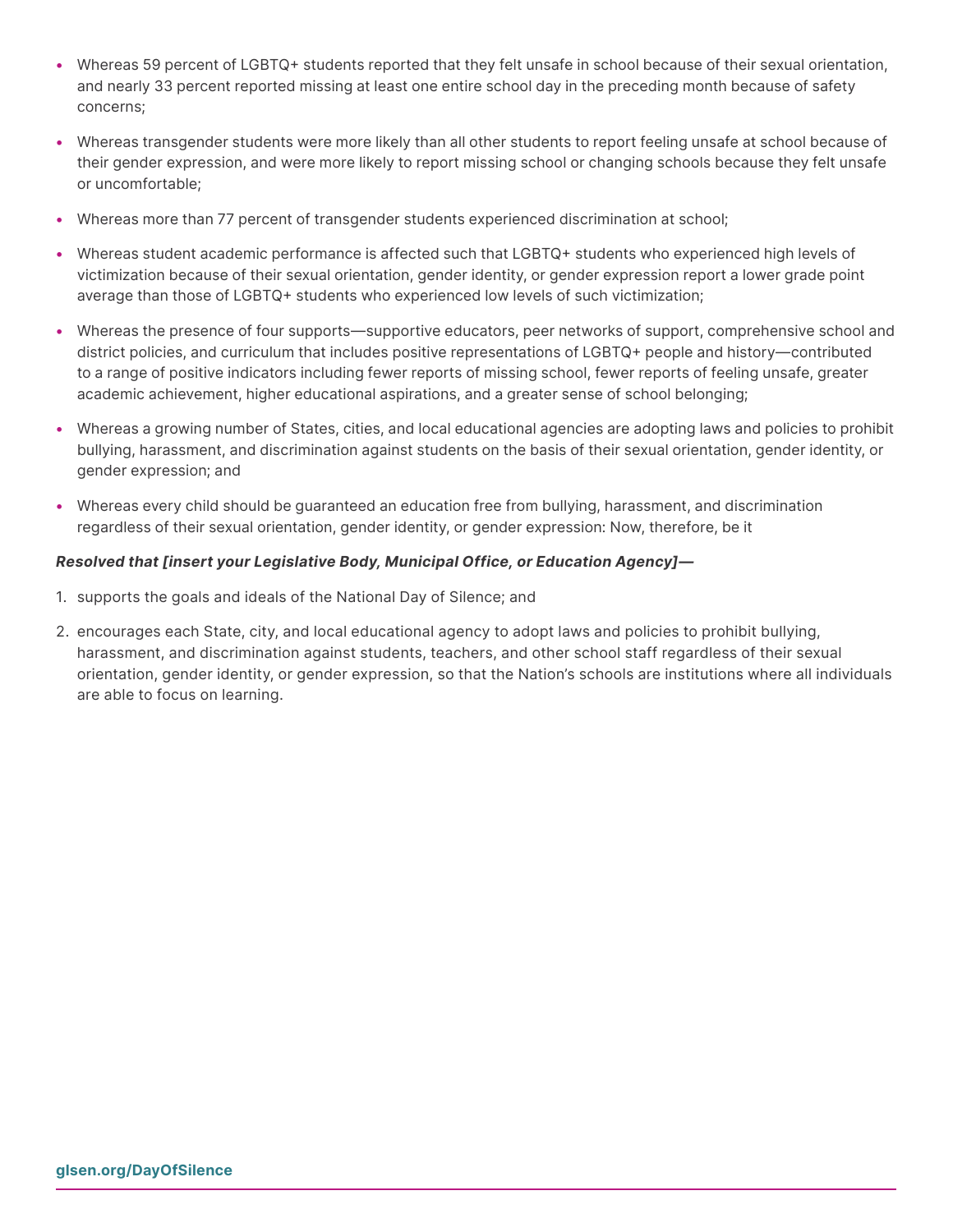- Whereas 59 percent of LGBTQ+ students reported that they felt unsafe in school because of their sexual orientation, and nearly 33 percent reported missing at least one entire school day in the preceding month because of safety concerns;
- Whereas transgender students were more likely than all other students to report feeling unsafe at school because of their gender expression, and were more likely to report missing school or changing schools because they felt unsafe or uncomfortable;
- Whereas more than 77 percent of transgender students experienced discrimination at school;
- Whereas student academic performance is affected such that LGBTQ+ students who experienced high levels of victimization because of their sexual orientation, gender identity, or gender expression report a lower grade point average than those of LGBTQ+ students who experienced low levels of such victimization;
- Whereas the presence of four supports—supportive educators, peer networks of support, comprehensive school and district policies, and curriculum that includes positive representations of LGBTQ+ people and history—contributed to a range of positive indicators including fewer reports of missing school, fewer reports of feeling unsafe, greater academic achievement, higher educational aspirations, and a greater sense of school belonging;
- Whereas a growing number of States, cities, and local educational agencies are adopting laws and policies to prohibit bullying, harassment, and discrimination against students on the basis of their sexual orientation, gender identity, or gender expression; and
- Whereas every child should be guaranteed an education free from bullying, harassment, and discrimination regardless of their sexual orientation, gender identity, or gender expression: Now, therefore, be it

***Resolved that [insert your Legislative Body, Municipal Office, or Education Agency]—***

1. supports the goals and ideals of the National Day of Silence; and
2. encourages each State, city, and local educational agency to adopt laws and policies to prohibit bullying, harassment, and discrimination against students, teachers, and other school staff regardless of their sexual orientation, gender identity, or gender expression, so that the Nation's schools are institutions where all individuals are able to focus on learning.